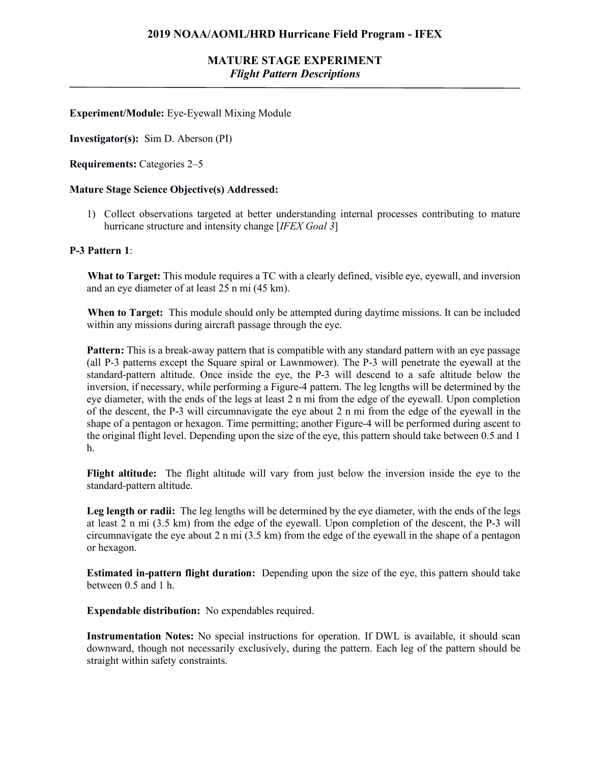## 2019 NOAA/AOML/HRD Hurricane Field Program - IFEX

## MATURE STAGE EXPERIMENT
### *Flight Pattern Descriptions*

---

**Experiment/Module:** Eye-Eyewall Mixing Module

**Investigator(s):** Sim D. Aberson (PI)

**Requirements:** Categories 2–5

**Mature Stage Science Objective(s) Addressed:**

1) Collect observations targeted at better understanding internal processes contributing to mature hurricane structure and intensity change [*IFEX Goal 3*]

**P-3 Pattern 1**:

**What to Target:** This module requires a TC with a clearly defined, visible eye, eyewall, and inversion and an eye diameter of at least 25 n mi (45 km).

**When to Target:** This module should only be attempted during daytime missions. It can be included within any missions during aircraft passage through the eye.

**Pattern:** This is a break-away pattern that is compatible with any standard pattern with an eye passage (all P-3 patterns except the Square spiral or Lawnmower). The P-3 will penetrate the eyewall at the standard-pattern altitude. Once inside the eye, the P-3 will descend to a safe altitude below the inversion, if necessary, while performing a Figure-4 pattern. The leg lengths will be determined by the eye diameter, with the ends of the legs at least 2 n mi from the edge of the eyewall. Upon completion of the descent, the P-3 will circumnavigate the eye about 2 n mi from the edge of the eyewall in the shape of a pentagon or hexagon. Time permitting; another Figure-4 will be performed during ascent to the original flight level. Depending upon the size of the eye, this pattern should take between 0.5 and 1 h.

**Flight altitude:** The flight altitude will vary from just below the inversion inside the eye to the standard-pattern altitude.

**Leg length or radii:** The leg lengths will be determined by the eye diameter, with the ends of the legs at least 2 n mi (3.5 km) from the edge of the eyewall. Upon completion of the descent, the P-3 will circumnavigate the eye about 2 n mi (3.5 km) from the edge of the eyewall in the shape of a pentagon or hexagon.

**Estimated in-pattern flight duration:** Depending upon the size of the eye, this pattern should take between 0.5 and 1 h.

**Expendable distribution:** No expendables required.

**Instrumentation Notes:** No special instructions for operation. If DWL is available, it should scan downward, though not necessarily exclusively, during the pattern. Each leg of the pattern should be straight within safety constraints.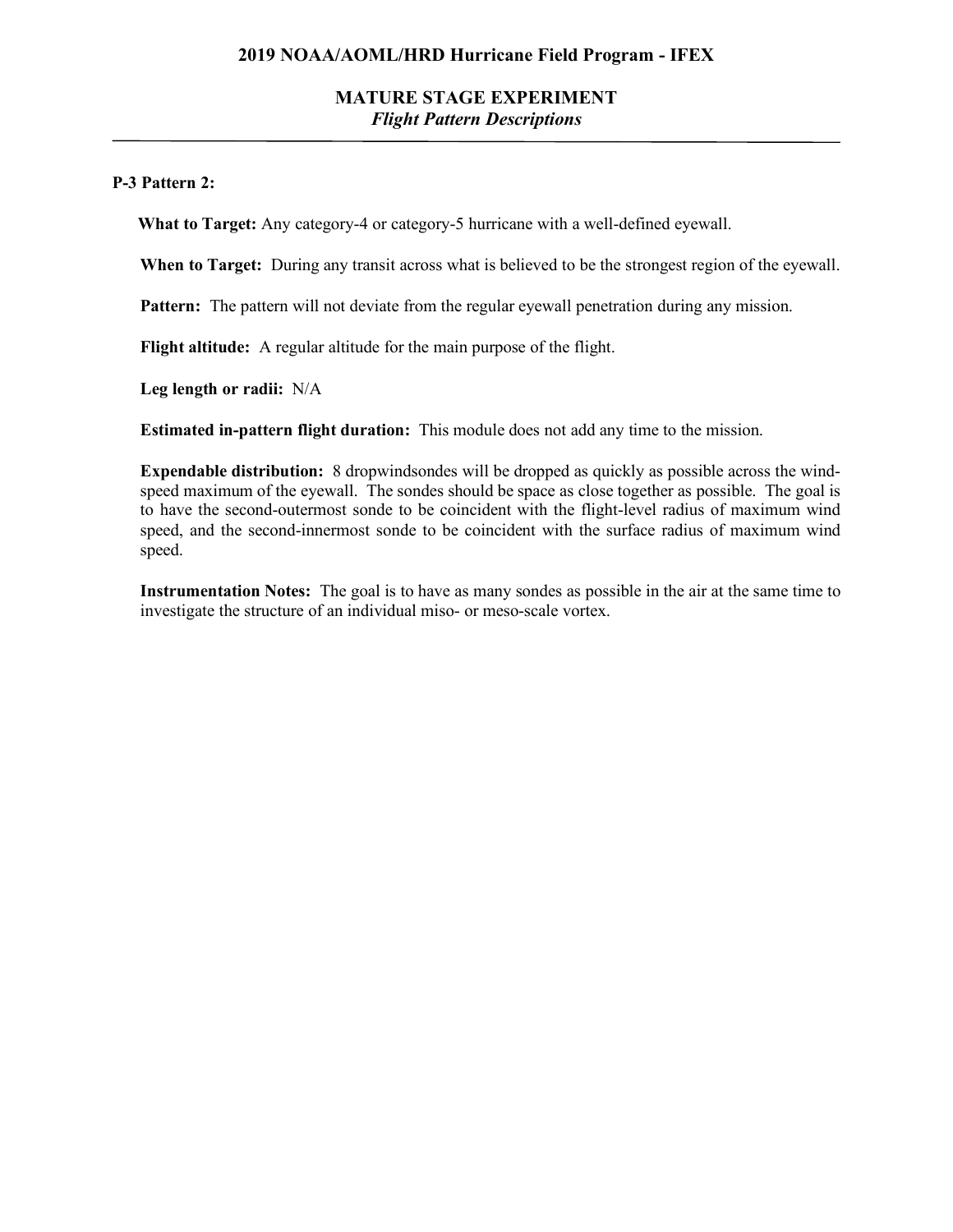## 2019 NOAA/AOML/HRD Hurricane Field Program - IFEX

### MATURE STAGE EXPERIMENT
*Flight Pattern Descriptions*

---

**P-3 Pattern 2:**

**What to Target:** Any category-4 or category-5 hurricane with a well-defined eyewall.

**When to Target:** During any transit across what is believed to be the strongest region of the eyewall.

**Pattern:** The pattern will not deviate from the regular eyewall penetration during any mission.

**Flight altitude:** A regular altitude for the main purpose of the flight.

**Leg length or radii:** N/A

**Estimated in-pattern flight duration:** This module does not add any time to the mission.

**Expendable distribution:** 8 dropwindsondes will be dropped as quickly as possible across the wind-speed maximum of the eyewall. The sondes should be space as close together as possible. The goal is to have the second-outermost sonde to be coincident with the flight-level radius of maximum wind speed, and the second-innermost sonde to be coincident with the surface radius of maximum wind speed.

**Instrumentation Notes:** The goal is to have as many sondes as possible in the air at the same time to investigate the structure of an individual miso- or meso-scale vortex.